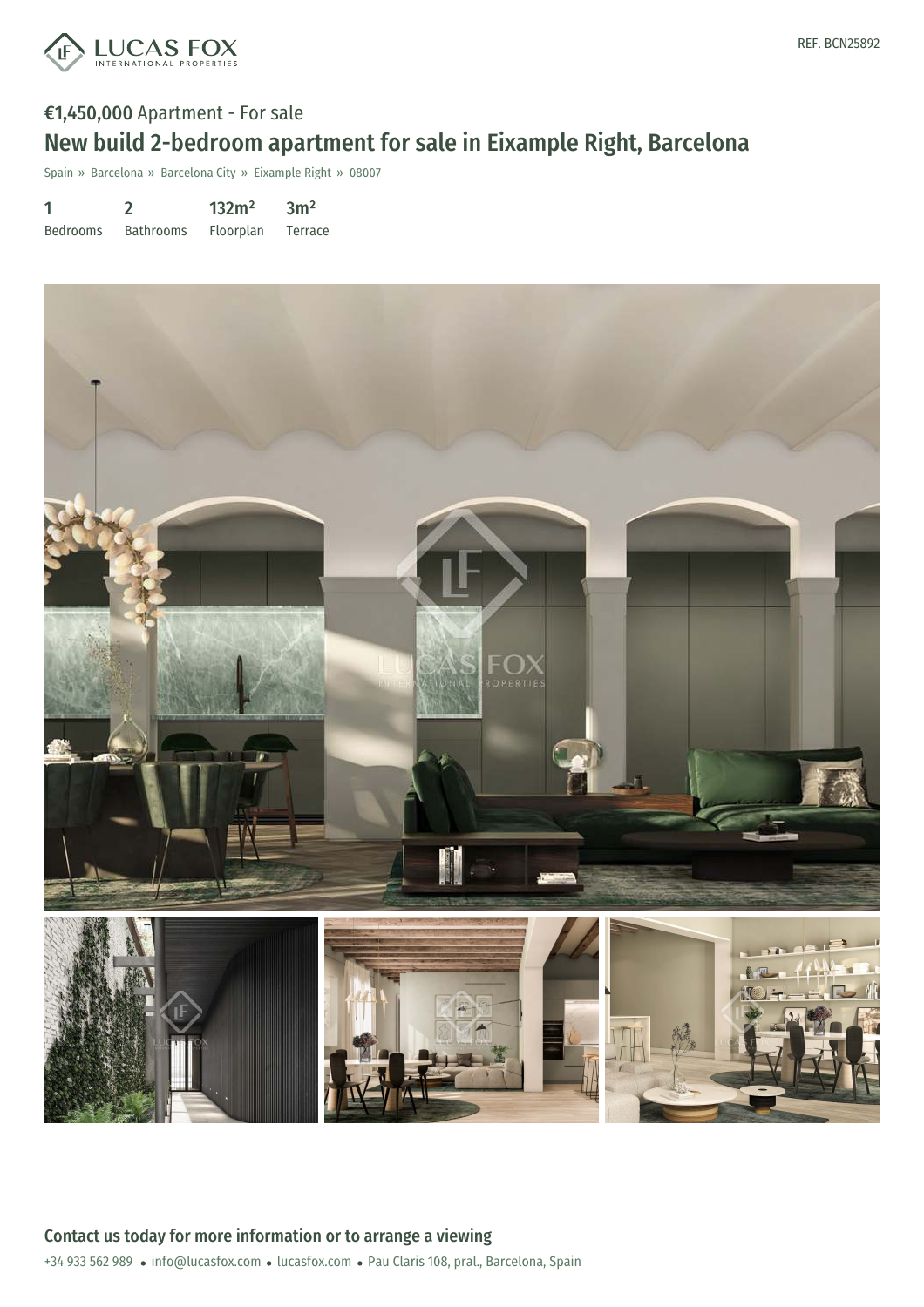REF. BCN25892

**€1,450,000** Apartment - For sale

# New build 2-bedroom apartment for sale in Eixample Right, Barcelona

Spain » Barcelona » Barcelona City » Eixample Right » 08007

| 1 | 2 | 132m² | 3m² |
|---|---|---|---|
| Bedrooms | Bathrooms | Floorplan | Terrace |

## Contact us today for more information or to arrange a viewing

+34 933 562 989 • info@lucasfox.com • lucasfox.com • Pau Claris 108, pral., Barcelona, Spain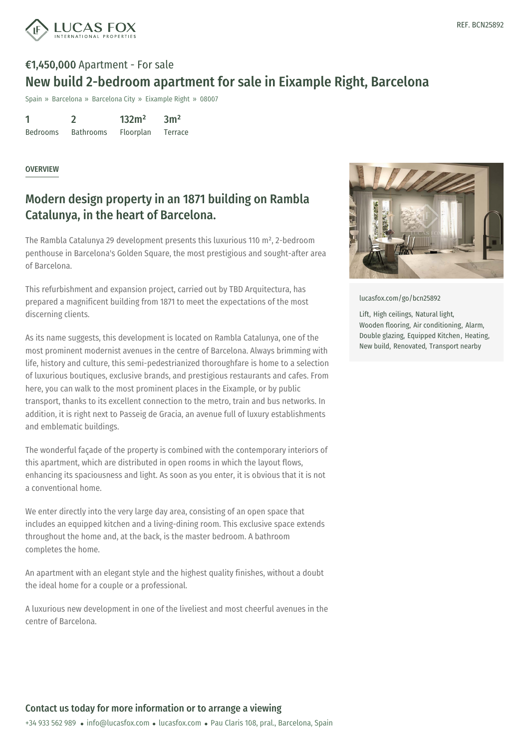REF. BCN25892

**€1,450,000** Apartment - For sale

# New build 2-bedroom apartment for sale in Eixample Right, Barcelona

Spain » Barcelona » Barcelona City » Eixample Right » 08007

| 1 | 2 | 132m² | 3m² |
|---|---|---|---|
| Bedrooms | Bathrooms | Floorplan | Terrace |

## OVERVIEW

## Modern design property in an 1871 building on Rambla Catalunya, in the heart of Barcelona.

The Rambla Catalunya 29 development presents this luxurious 110 m², 2-bedroom penthouse in Barcelona's Golden Square, the most prestigious and sought-after area of Barcelona.

This refurbishment and expansion project, carried out by TBD Arquitectura, has prepared a magnificent building from 1871 to meet the expectations of the most discerning clients.

As its name suggests, this development is located on Rambla Catalunya, one of the most prominent modernist avenues in the centre of Barcelona. Always brimming with life, history and culture, this semi-pedestrianized thoroughfare is home to a selection of luxurious boutiques, exclusive brands, and prestigious restaurants and cafes. From here, you can walk to the most prominent places in the Eixample, or by public transport, thanks to its excellent connection to the metro, train and bus networks. In addition, it is right next to Passeig de Gracia, an avenue full of luxury establishments and emblematic buildings.

The wonderful façade of the property is combined with the contemporary interiors of this apartment, which are distributed in open rooms in which the layout flows, enhancing its spaciousness and light. As soon as you enter, it is obvious that it is not a conventional home.

We enter directly into the very large day area, consisting of an open space that includes an equipped kitchen and a living-dining room. This exclusive space extends throughout the home and, at the back, is the master bedroom. A bathroom completes the home.

An apartment with an elegant style and the highest quality finishes, without a doubt the ideal home for a couple or a professional.

A luxurious new development in one of the liveliest and most cheerful avenues in the centre of Barcelona.

lucasfox.com/go/bcn25892

Lift, High ceilings, Natural light, Wooden flooring, Air conditioning, Alarm, Double glazing, Equipped Kitchen, Heating, New build, Renovated, Transport nearby

### Contact us today for more information or to arrange a viewing

+34 933 562 989 • info@lucasfox.com • lucasfox.com • Pau Claris 108, pral., Barcelona, Spain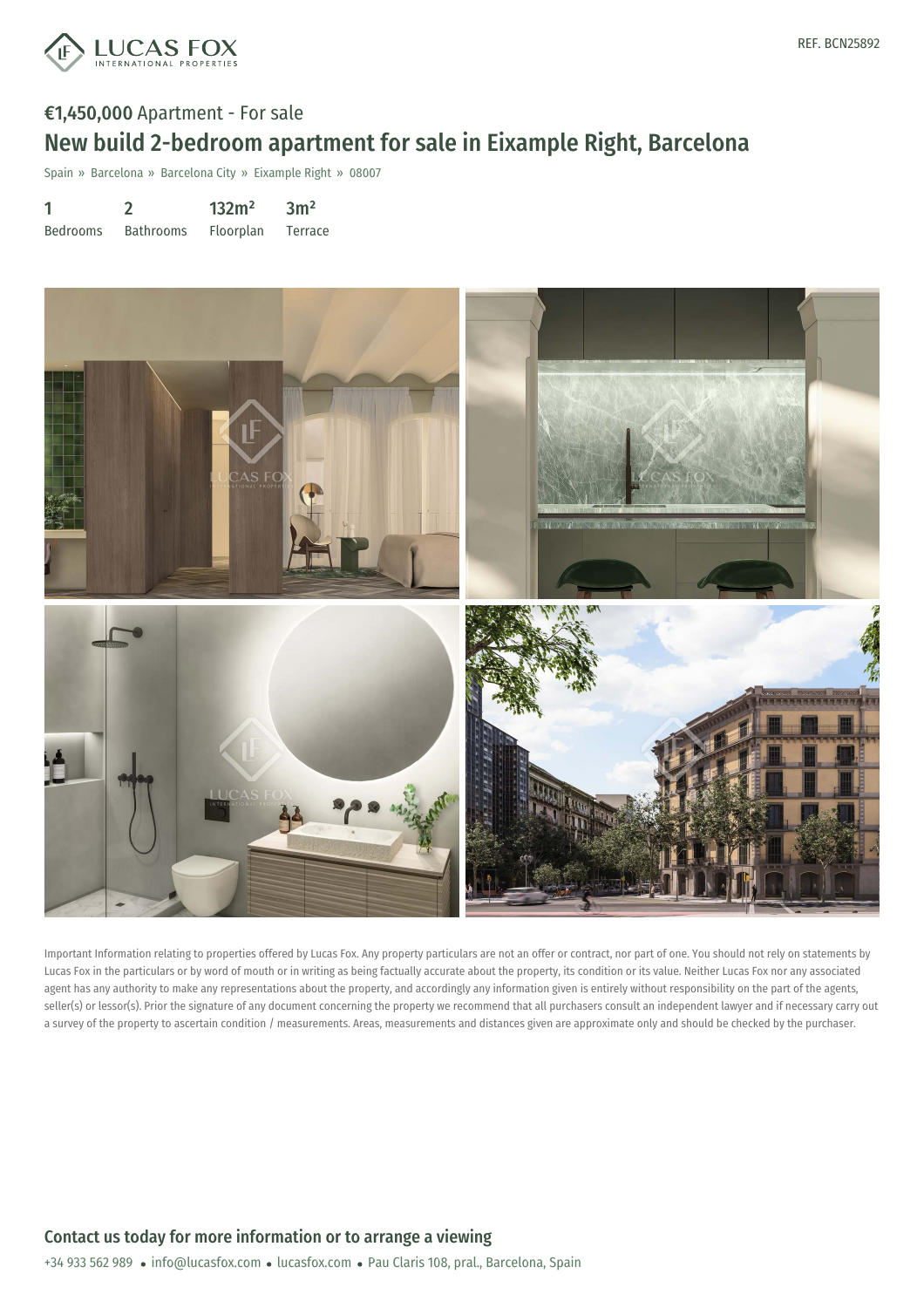REF. BCN25892

**€1,450,000** Apartment - For sale

# New build 2-bedroom apartment for sale in Eixample Right, Barcelona

Spain » Barcelona » Barcelona City » Eixample Right » 08007

| 1 | 2 | 132m² | 3m² |
|---|---|---|---|
| Bedrooms | Bathrooms | Floorplan | Terrace |

Important Information relating to properties offered by Lucas Fox. Any property particulars are not an offer or contract, nor part of one. You should not rely on statements by Lucas Fox in the particulars or by word of mouth or in writing as being factually accurate about the property, its condition or its value. Neither Lucas Fox nor any associated agent has any authority to make any representations about the property, and accordingly any information given is entirely without responsibility on the part of the agents, seller(s) or lessor(s). Prior the signature of any document concerning the property we recommend that all purchasers consult an independent lawyer and if necessary carry out a survey of the property to ascertain condition / measurements. Areas, measurements and distances given are approximate only and should be checked by the purchaser.

## Contact us today for more information or to arrange a viewing

+34 933 562 989 • info@lucasfox.com • lucasfox.com • Pau Claris 108, pral., Barcelona, Spain